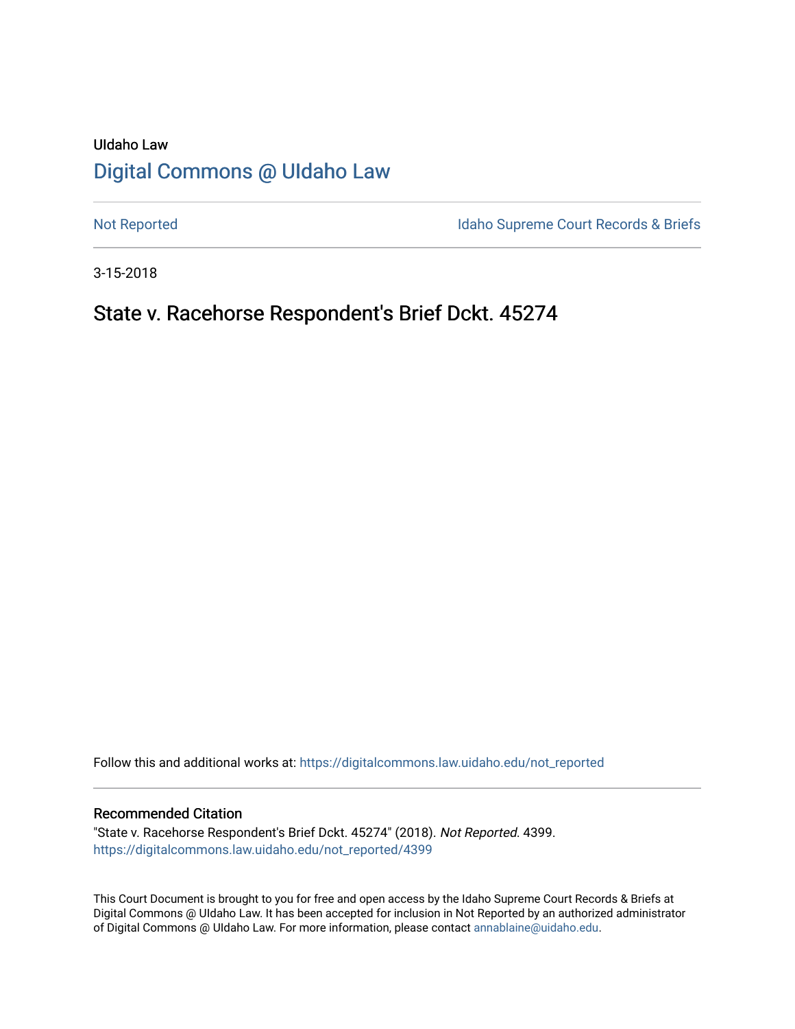UIdaho Law

# Digital Commons @ UIdaho Law

Not Reported | Idaho Supreme Court Records & Briefs

3-15-2018

## State v. Racehorse Respondent's Brief Dckt. 45274

Follow this and additional works at: https://digitalcommons.law.uidaho.edu/not_reported

### Recommended Citation

"State v. Racehorse Respondent's Brief Dckt. 45274" (2018). *Not Reported*. 4399.
https://digitalcommons.law.uidaho.edu/not_reported/4399

This Court Document is brought to you for free and open access by the Idaho Supreme Court Records & Briefs at Digital Commons @ UIdaho Law. It has been accepted for inclusion in Not Reported by an authorized administrator of Digital Commons @ UIdaho Law. For more information, please contact annablaine@uidaho.edu.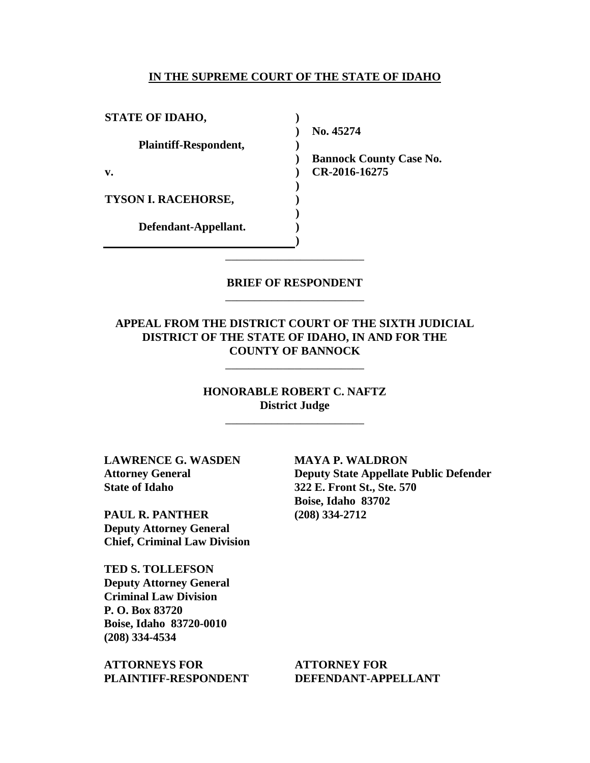**IN THE SUPREME COURT OF THE STATE OF IDAHO**

| | | |
|---|---|---|
| **STATE OF IDAHO,** | ) | |
| | ) | **No. 45274** |
| **Plaintiff-Respondent,** | ) | |
| | ) | **Bannock County Case No.** |
| **v.** | ) | **CR-2016-16275** |
| | ) | |
| **TYSON I. RACEHORSE,** | ) | |
| | ) | |
| **Defendant-Appellant.** | ) | |
| | ) | |

---

**BRIEF OF RESPONDENT**

---

**APPEAL FROM THE DISTRICT COURT OF THE SIXTH JUDICIAL DISTRICT OF THE STATE OF IDAHO, IN AND FOR THE COUNTY OF BANNOCK**

---

**HONORABLE ROBERT C. NAFTZ**
**District Judge**

---

**LAWRENCE G. WASDEN**
**Attorney General**
**State of Idaho**

**PAUL R. PANTHER**
**Deputy Attorney General**
**Chief, Criminal Law Division**

**TED S. TOLLEFSON**
**Deputy Attorney General**
**Criminal Law Division**
**P. O. Box 83720**
**Boise, Idaho 83720-0010**
**(208) 334-4534**

**ATTORNEYS FOR PLAINTIFF-RESPONDENT**

**MAYA P. WALDRON**
**Deputy State Appellate Public Defender**
**322 E. Front St., Ste. 570**
**Boise, Idaho 83702**
**(208) 334-2712**

**ATTORNEY FOR DEFENDANT-APPELLANT**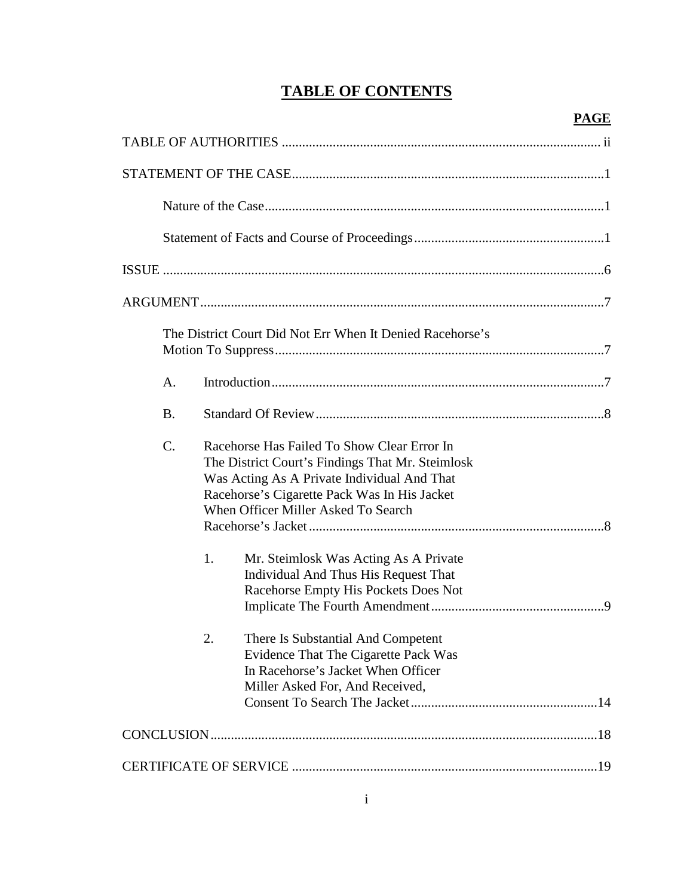# TABLE OF CONTENTS

**PAGE**

TABLE OF AUTHORITIES ..... ii

STATEMENT OF THE CASE ..... 1

- Nature of the Case ..... 1
- Statement of Facts and Course of Proceedings ..... 1

ISSUE ..... 6

ARGUMENT ..... 7

The District Court Did Not Err When It Denied Racehorse's Motion To Suppress ..... 7

- A. Introduction ..... 7
- B. Standard Of Review ..... 8
- C. Racehorse Has Failed To Show Clear Error In The District Court's Findings That Mr. Steimlosk Was Acting As A Private Individual And That Racehorse's Cigarette Pack Was In His Jacket When Officer Miller Asked To Search Racehorse's Jacket ..... 8
  - 1. Mr. Steimlosk Was Acting As A Private Individual And Thus His Request That Racehorse Empty His Pockets Does Not Implicate The Fourth Amendment ..... 9
  - 2. There Is Substantial And Competent Evidence That The Cigarette Pack Was In Racehorse's Jacket When Officer Miller Asked For, And Received, Consent To Search The Jacket ..... 14

CONCLUSION ..... 18

CERTIFICATE OF SERVICE ..... 19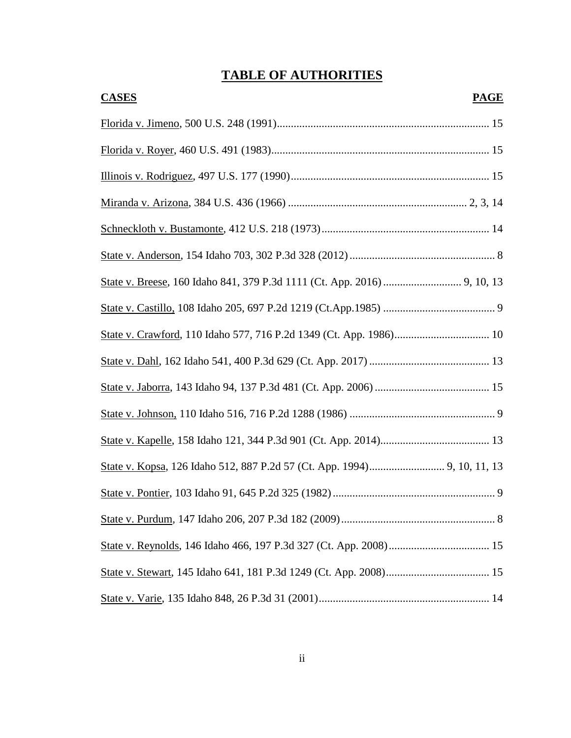# TABLE OF AUTHORITIES

| CASES | PAGE |
|---|---|
| Florida v. Jimeno, 500 U.S. 248 (1991) | 15 |
| Florida v. Royer, 460 U.S. 491 (1983) | 15 |
| Illinois v. Rodriguez, 497 U.S. 177 (1990) | 15 |
| Miranda v. Arizona, 384 U.S. 436 (1966) | 2, 3, 14 |
| Schneckloth v. Bustamonte, 412 U.S. 218 (1973) | 14 |
| State v. Anderson, 154 Idaho 703, 302 P.3d 328 (2012) | 8 |
| State v. Breese, 160 Idaho 841, 379 P.3d 1111 (Ct. App. 2016) | 9, 10, 13 |
| State v. Castillo, 108 Idaho 205, 697 P.2d 1219 (Ct.App.1985) | 9 |
| State v. Crawford, 110 Idaho 577, 716 P.2d 1349 (Ct. App. 1986) | 10 |
| State v. Dahl, 162 Idaho 541, 400 P.3d 629 (Ct. App. 2017) | 13 |
| State v. Jaborra, 143 Idaho 94, 137 P.3d 481 (Ct. App. 2006) | 15 |
| State v. Johnson, 110 Idaho 516, 716 P.2d 1288 (1986) | 9 |
| State v. Kapelle, 158 Idaho 121, 344 P.3d 901 (Ct. App. 2014) | 13 |
| State v. Kopsa, 126 Idaho 512, 887 P.2d 57 (Ct. App. 1994) | 9, 10, 11, 13 |
| State v. Pontier, 103 Idaho 91, 645 P.2d 325 (1982) | 9 |
| State v. Purdum, 147 Idaho 206, 207 P.3d 182 (2009) | 8 |
| State v. Reynolds, 146 Idaho 466, 197 P.3d 327 (Ct. App. 2008) | 15 |
| State v. Stewart, 145 Idaho 641, 181 P.3d 1249 (Ct. App. 2008) | 15 |
| State v. Varie, 135 Idaho 848, 26 P.3d 31 (2001) | 14 |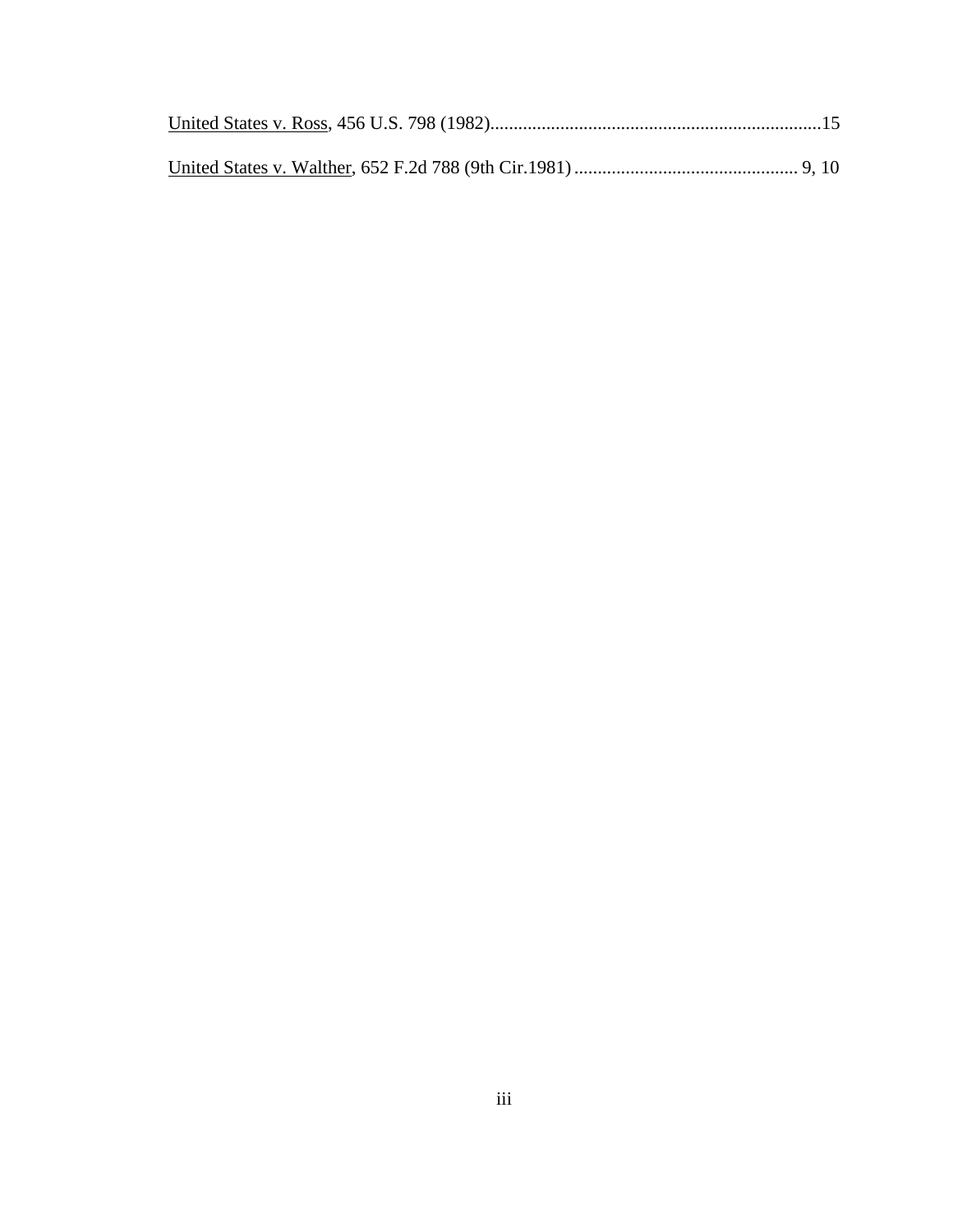United States v. Ross, 456 U.S. 798 (1982).......................................................................15

United States v. Walther, 652 F.2d 788 (9th Cir.1981)................................................ 9, 10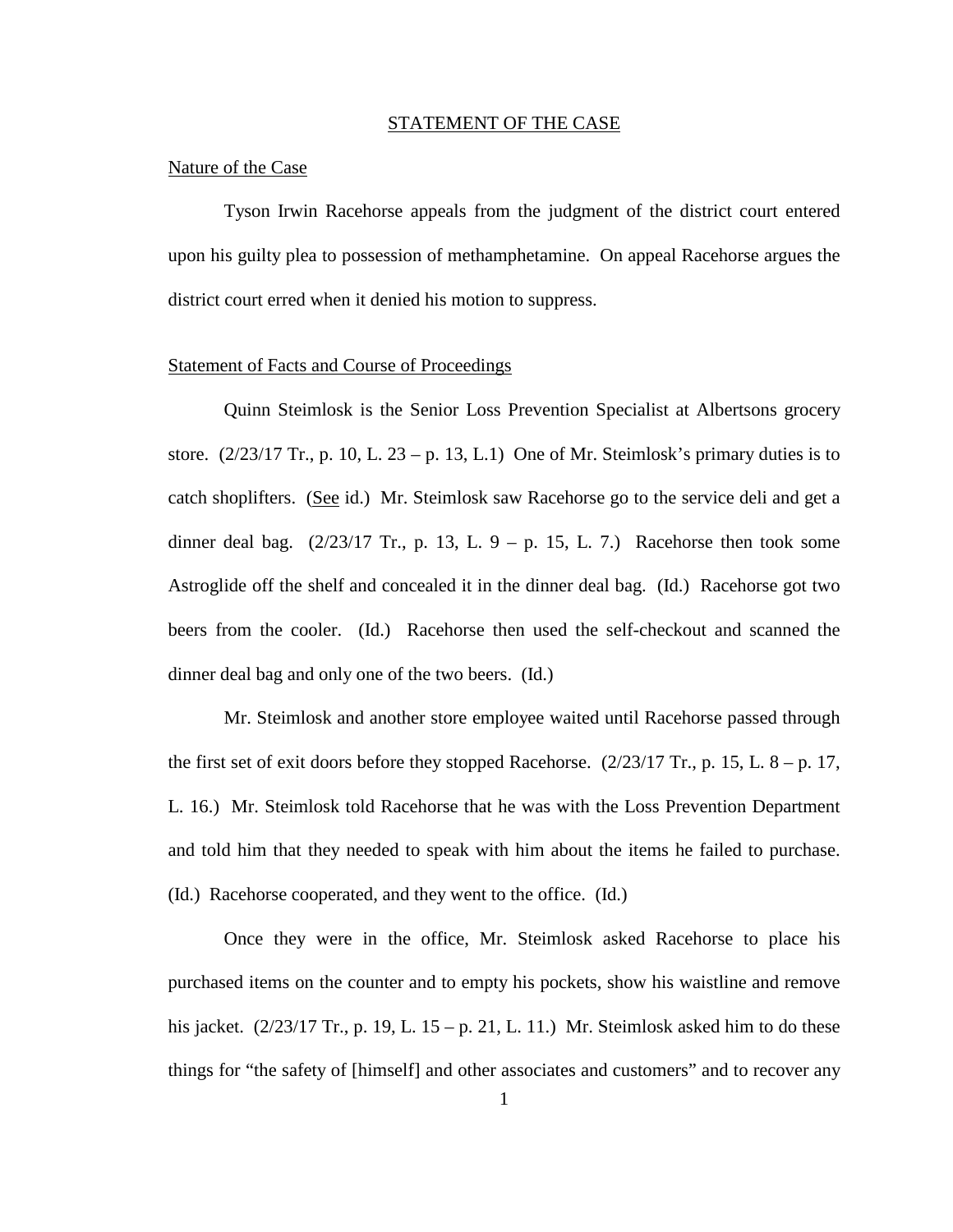## STATEMENT OF THE CASE

### Nature of the Case

Tyson Irwin Racehorse appeals from the judgment of the district court entered upon his guilty plea to possession of methamphetamine. On appeal Racehorse argues the district court erred when it denied his motion to suppress.

### Statement of Facts and Course of Proceedings

Quinn Steimlosk is the Senior Loss Prevention Specialist at Albertsons grocery store. (2/23/17 Tr., p. 10, L. 23 – p. 13, L.1) One of Mr. Steimlosk's primary duties is to catch shoplifters. (See id.) Mr. Steimlosk saw Racehorse go to the service deli and get a dinner deal bag. (2/23/17 Tr., p. 13, L. 9 – p. 15, L. 7.) Racehorse then took some Astroglide off the shelf and concealed it in the dinner deal bag. (Id.) Racehorse got two beers from the cooler. (Id.) Racehorse then used the self-checkout and scanned the dinner deal bag and only one of the two beers. (Id.)

Mr. Steimlosk and another store employee waited until Racehorse passed through the first set of exit doors before they stopped Racehorse. (2/23/17 Tr., p. 15, L. 8 – p. 17, L. 16.) Mr. Steimlosk told Racehorse that he was with the Loss Prevention Department and told him that they needed to speak with him about the items he failed to purchase. (Id.) Racehorse cooperated, and they went to the office. (Id.)

Once they were in the office, Mr. Steimlosk asked Racehorse to place his purchased items on the counter and to empty his pockets, show his waistline and remove his jacket. (2/23/17 Tr., p. 19, L. 15 – p. 21, L. 11.) Mr. Steimlosk asked him to do these things for "the safety of [himself] and other associates and customers" and to recover any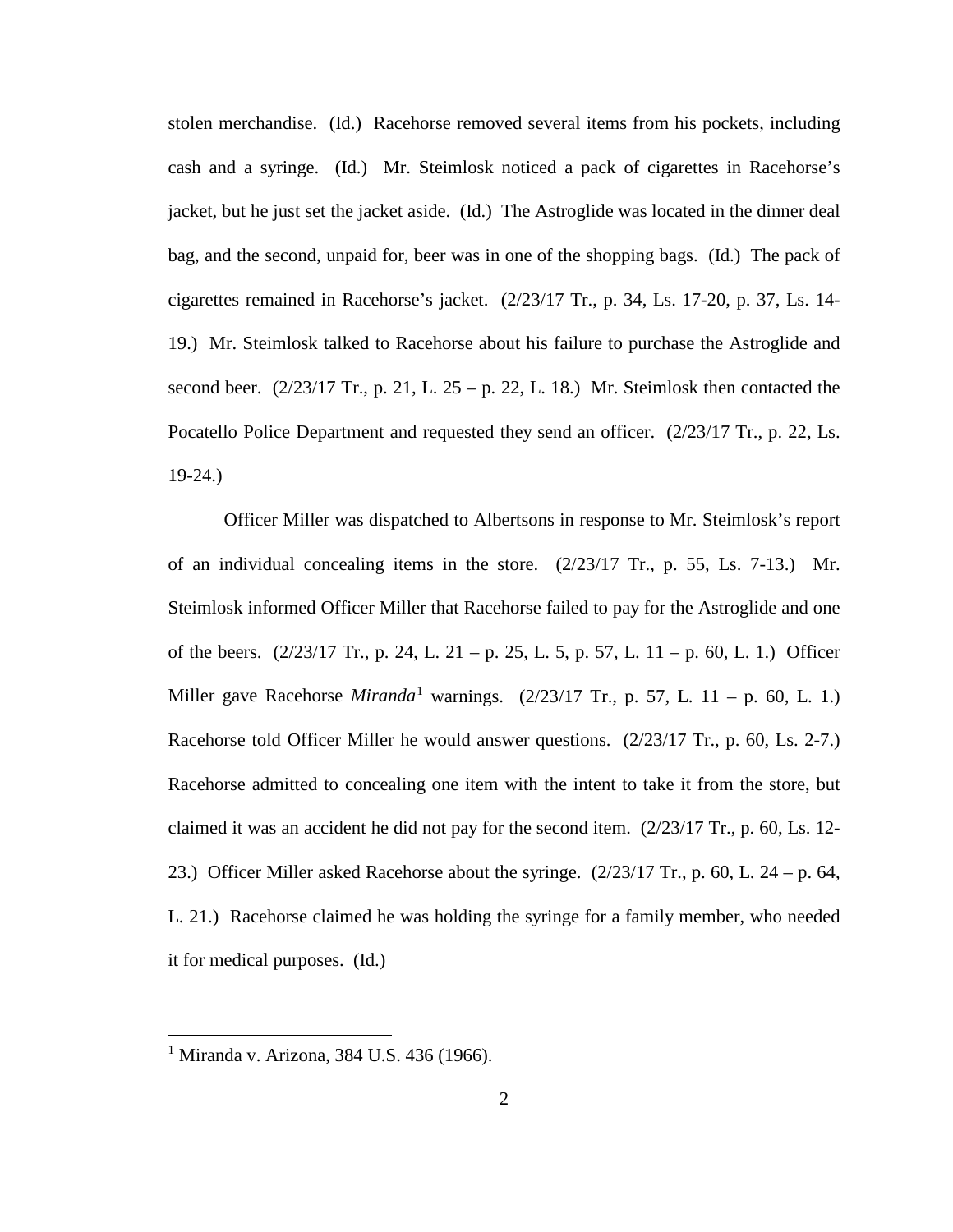stolen merchandise. (Id.) Racehorse removed several items from his pockets, including cash and a syringe. (Id.) Mr. Steimlosk noticed a pack of cigarettes in Racehorse's jacket, but he just set the jacket aside. (Id.) The Astroglide was located in the dinner deal bag, and the second, unpaid for, beer was in one of the shopping bags. (Id.) The pack of cigarettes remained in Racehorse's jacket. (2/23/17 Tr., p. 34, Ls. 17-20, p. 37, Ls. 14-19.) Mr. Steimlosk talked to Racehorse about his failure to purchase the Astroglide and second beer. (2/23/17 Tr., p. 21, L. 25 – p. 22, L. 18.) Mr. Steimlosk then contacted the Pocatello Police Department and requested they send an officer. (2/23/17 Tr., p. 22, Ls. 19-24.)

Officer Miller was dispatched to Albertsons in response to Mr. Steimlosk's report of an individual concealing items in the store. (2/23/17 Tr., p. 55, Ls. 7-13.) Mr. Steimlosk informed Officer Miller that Racehorse failed to pay for the Astroglide and one of the beers. (2/23/17 Tr., p. 24, L. 21 – p. 25, L. 5, p. 57, L. 11 – p. 60, L. 1.) Officer Miller gave Racehorse *Miranda*[1] warnings. (2/23/17 Tr., p. 57, L. 11 – p. 60, L. 1.) Racehorse told Officer Miller he would answer questions. (2/23/17 Tr., p. 60, Ls. 2-7.) Racehorse admitted to concealing one item with the intent to take it from the store, but claimed it was an accident he did not pay for the second item. (2/23/17 Tr., p. 60, Ls. 12-23.) Officer Miller asked Racehorse about the syringe. (2/23/17 Tr., p. 60, L. 24 – p. 64, L. 21.) Racehorse claimed he was holding the syringe for a family member, who needed it for medical purposes. (Id.)

[1] Miranda v. Arizona, 384 U.S. 436 (1966).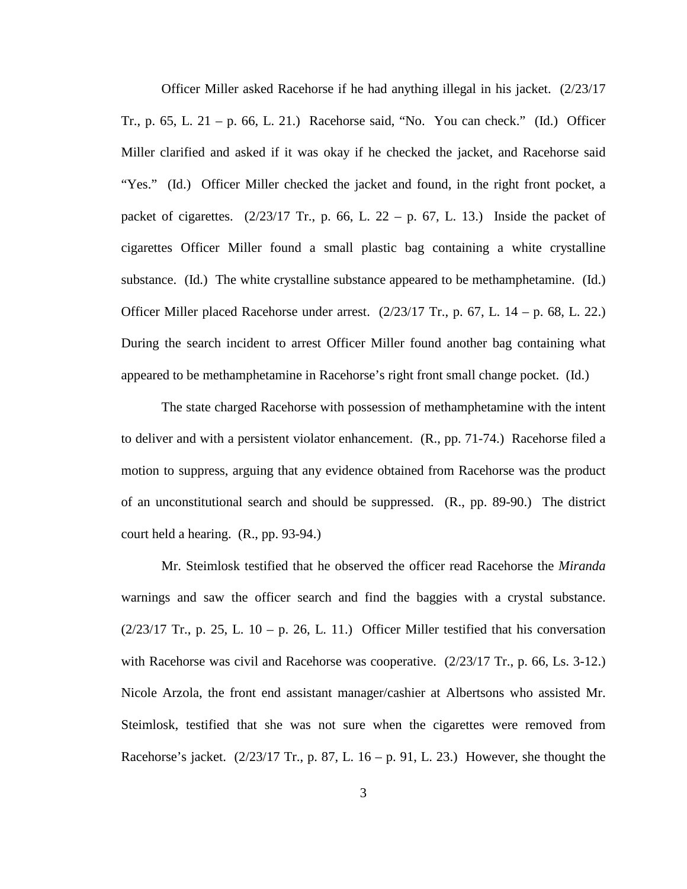Officer Miller asked Racehorse if he had anything illegal in his jacket. (2/23/17 Tr., p. 65, L. 21 – p. 66, L. 21.) Racehorse said, "No. You can check." (Id.) Officer Miller clarified and asked if it was okay if he checked the jacket, and Racehorse said "Yes." (Id.) Officer Miller checked the jacket and found, in the right front pocket, a packet of cigarettes. (2/23/17 Tr., p. 66, L. 22 – p. 67, L. 13.) Inside the packet of cigarettes Officer Miller found a small plastic bag containing a white crystalline substance. (Id.) The white crystalline substance appeared to be methamphetamine. (Id.) Officer Miller placed Racehorse under arrest. (2/23/17 Tr., p. 67, L. 14 – p. 68, L. 22.) During the search incident to arrest Officer Miller found another bag containing what appeared to be methamphetamine in Racehorse's right front small change pocket. (Id.)

The state charged Racehorse with possession of methamphetamine with the intent to deliver and with a persistent violator enhancement. (R., pp. 71-74.) Racehorse filed a motion to suppress, arguing that any evidence obtained from Racehorse was the product of an unconstitutional search and should be suppressed. (R., pp. 89-90.) The district court held a hearing. (R., pp. 93-94.)

Mr. Steimlosk testified that he observed the officer read Racehorse the *Miranda* warnings and saw the officer search and find the baggies with a crystal substance. (2/23/17 Tr., p. 25, L. 10 – p. 26, L. 11.) Officer Miller testified that his conversation with Racehorse was civil and Racehorse was cooperative. (2/23/17 Tr., p. 66, Ls. 3-12.) Nicole Arzola, the front end assistant manager/cashier at Albertsons who assisted Mr. Steimlosk, testified that she was not sure when the cigarettes were removed from Racehorse's jacket. (2/23/17 Tr., p. 87, L. 16 – p. 91, L. 23.) However, she thought the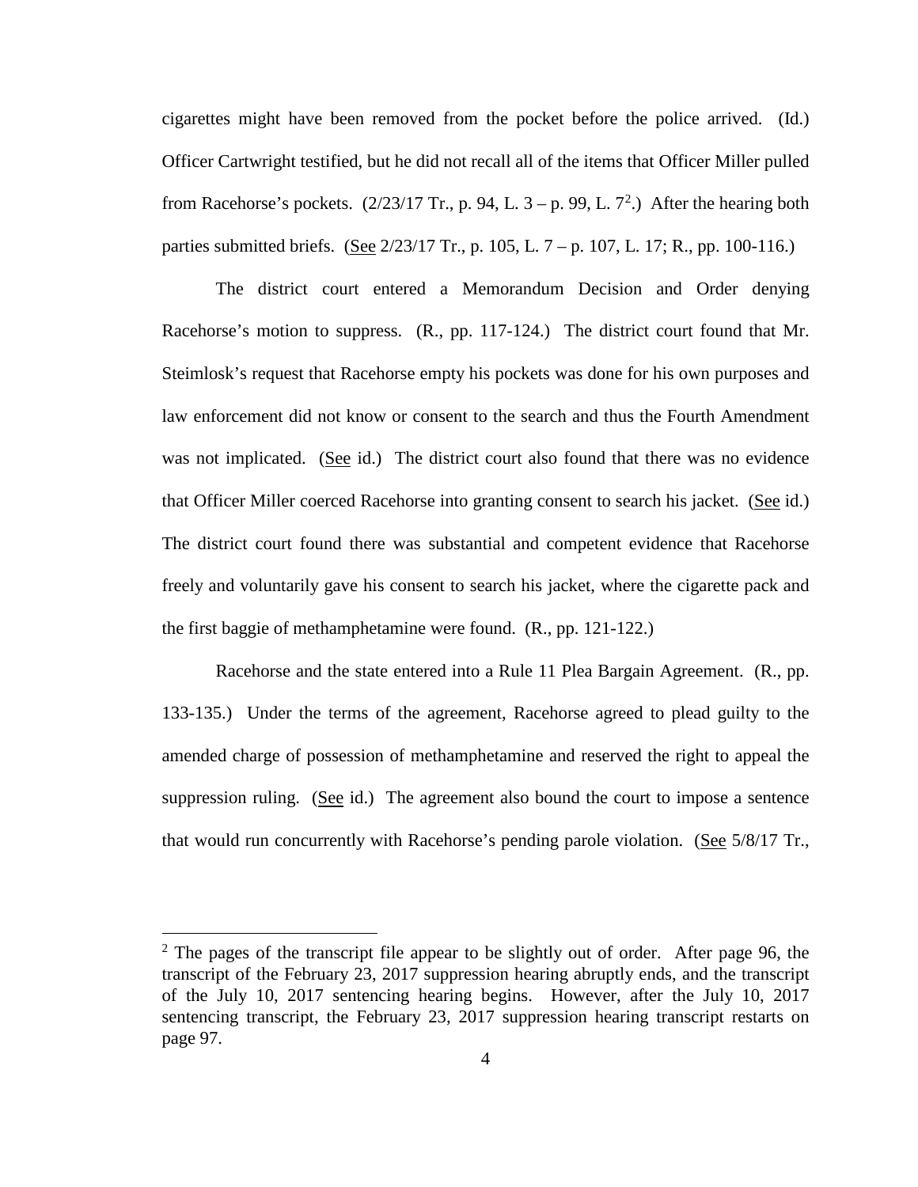cigarettes might have been removed from the pocket before the police arrived. (Id.) Officer Cartwright testified, but he did not recall all of the items that Officer Miller pulled from Racehorse's pockets. (2/23/17 Tr., p. 94, L. 3 – p. 99, L. 7[2].) After the hearing both parties submitted briefs. (See 2/23/17 Tr., p. 105, L. 7 – p. 107, L. 17; R., pp. 100-116.)

The district court entered a Memorandum Decision and Order denying Racehorse's motion to suppress. (R., pp. 117-124.) The district court found that Mr. Steimlosk's request that Racehorse empty his pockets was done for his own purposes and law enforcement did not know or consent to the search and thus the Fourth Amendment was not implicated. (See id.) The district court also found that there was no evidence that Officer Miller coerced Racehorse into granting consent to search his jacket. (See id.) The district court found there was substantial and competent evidence that Racehorse freely and voluntarily gave his consent to search his jacket, where the cigarette pack and the first baggie of methamphetamine were found. (R., pp. 121-122.)

Racehorse and the state entered into a Rule 11 Plea Bargain Agreement. (R., pp. 133-135.) Under the terms of the agreement, Racehorse agreed to plead guilty to the amended charge of possession of methamphetamine and reserved the right to appeal the suppression ruling. (See id.) The agreement also bound the court to impose a sentence that would run concurrently with Racehorse's pending parole violation. (See 5/8/17 Tr.,

[2] The pages of the transcript file appear to be slightly out of order. After page 96, the transcript of the February 23, 2017 suppression hearing abruptly ends, and the transcript of the July 10, 2017 sentencing hearing begins. However, after the July 10, 2017 sentencing transcript, the February 23, 2017 suppression hearing transcript restarts on page 97.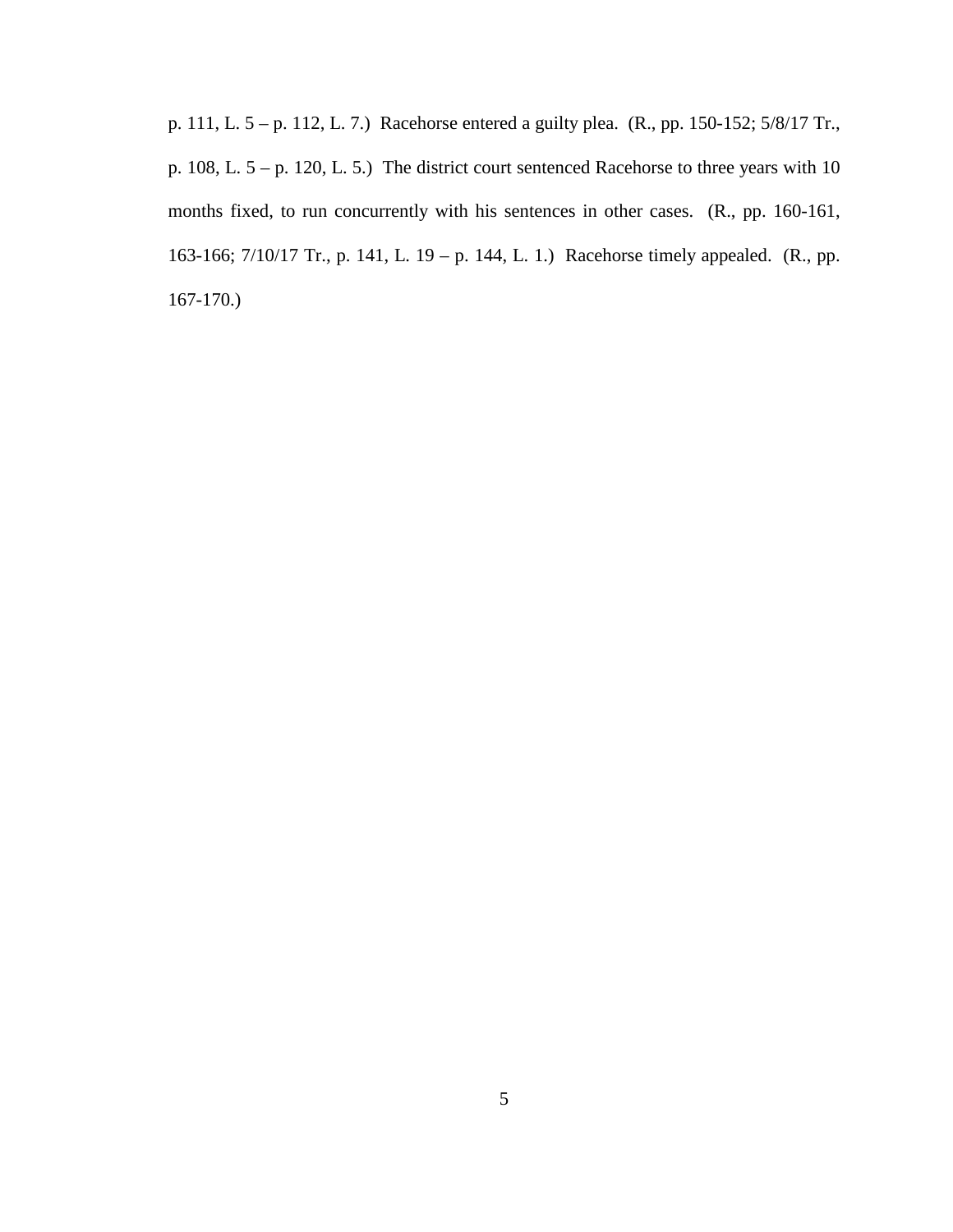p. 111, L. 5 – p. 112, L. 7.) Racehorse entered a guilty plea. (R., pp. 150-152; 5/8/17 Tr., p. 108, L. 5 – p. 120, L. 5.) The district court sentenced Racehorse to three years with 10 months fixed, to run concurrently with his sentences in other cases. (R., pp. 160-161, 163-166; 7/10/17 Tr., p. 141, L. 19 – p. 144, L. 1.) Racehorse timely appealed. (R., pp. 167-170.)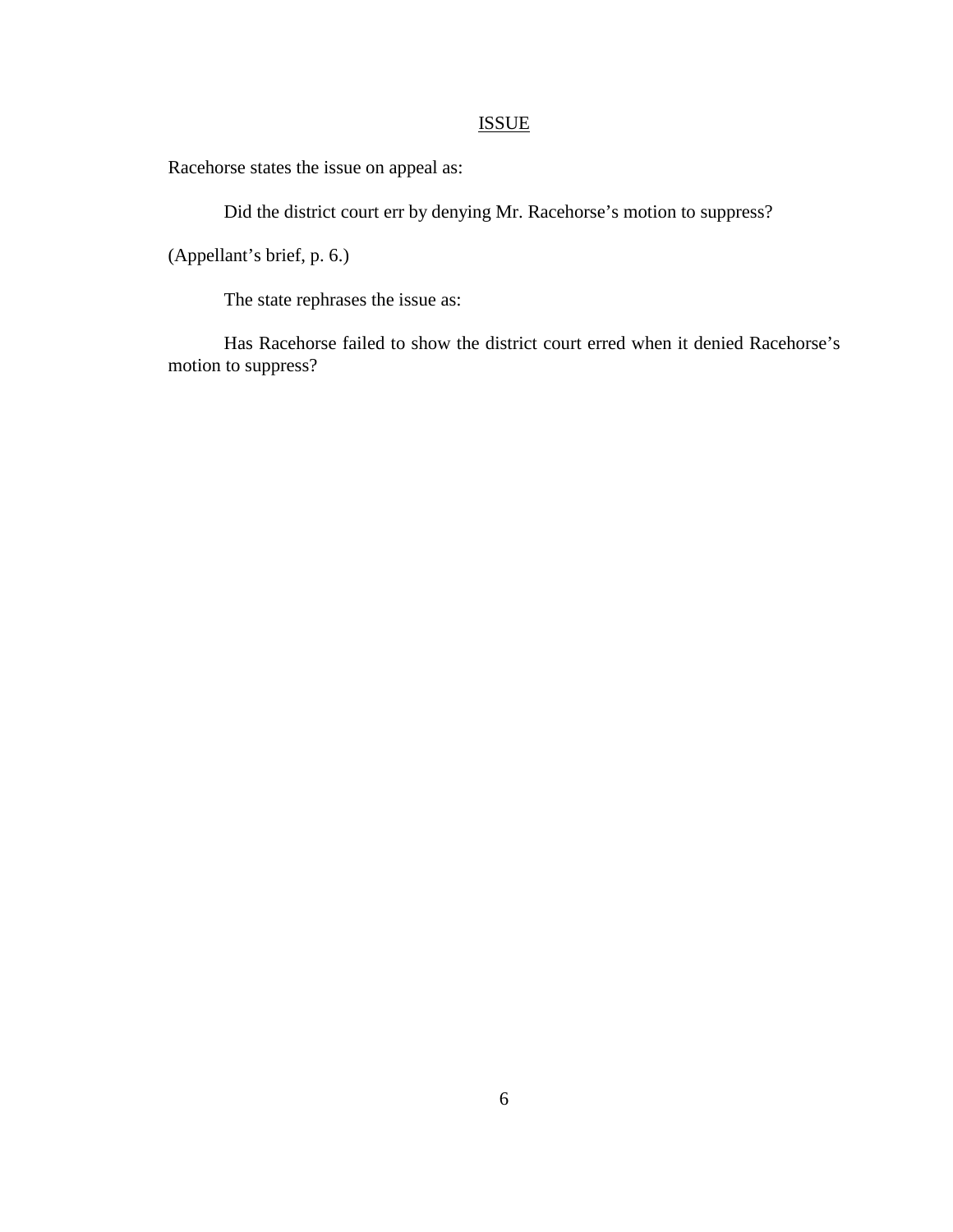## ISSUE

Racehorse states the issue on appeal as:

> Did the district court err by denying Mr. Racehorse's motion to suppress?

(Appellant's brief, p. 6.)

The state rephrases the issue as:

> Has Racehorse failed to show the district court erred when it denied Racehorse's motion to suppress?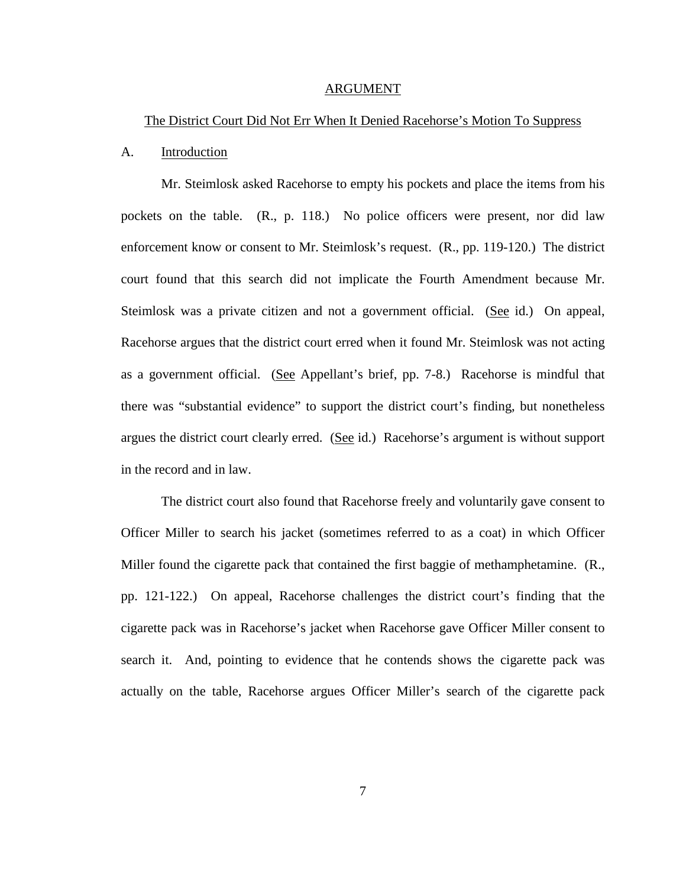## ARGUMENT

### The District Court Did Not Err When It Denied Racehorse's Motion To Suppress

A. Introduction

Mr. Steimlosk asked Racehorse to empty his pockets and place the items from his pockets on the table. (R., p. 118.) No police officers were present, nor did law enforcement know or consent to Mr. Steimlosk's request. (R., pp. 119-120.) The district court found that this search did not implicate the Fourth Amendment because Mr. Steimlosk was a private citizen and not a government official. (See id.) On appeal, Racehorse argues that the district court erred when it found Mr. Steimlosk was not acting as a government official. (See Appellant's brief, pp. 7-8.) Racehorse is mindful that there was "substantial evidence" to support the district court's finding, but nonetheless argues the district court clearly erred. (See id.) Racehorse's argument is without support in the record and in law.

The district court also found that Racehorse freely and voluntarily gave consent to Officer Miller to search his jacket (sometimes referred to as a coat) in which Officer Miller found the cigarette pack that contained the first baggie of methamphetamine. (R., pp. 121-122.) On appeal, Racehorse challenges the district court's finding that the cigarette pack was in Racehorse's jacket when Racehorse gave Officer Miller consent to search it. And, pointing to evidence that he contends shows the cigarette pack was actually on the table, Racehorse argues Officer Miller's search of the cigarette pack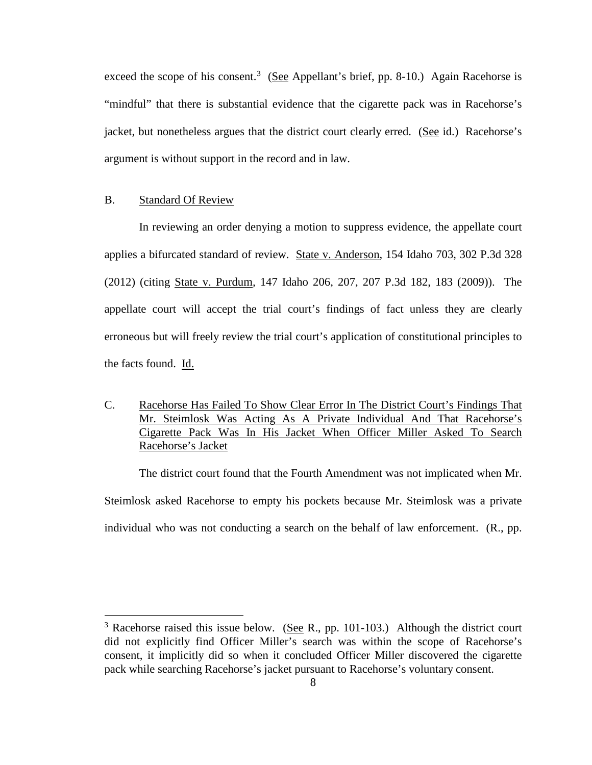exceed the scope of his consent.[3] (See Appellant's brief, pp. 8-10.) Again Racehorse is "mindful" that there is substantial evidence that the cigarette pack was in Racehorse's jacket, but nonetheless argues that the district court clearly erred. (See id.) Racehorse's argument is without support in the record and in law.

## B. Standard Of Review

In reviewing an order denying a motion to suppress evidence, the appellate court applies a bifurcated standard of review. State v. Anderson, 154 Idaho 703, 302 P.3d 328 (2012) (citing State v. Purdum, 147 Idaho 206, 207, 207 P.3d 182, 183 (2009)). The appellate court will accept the trial court's findings of fact unless they are clearly erroneous but will freely review the trial court's application of constitutional principles to the facts found. Id.

## C. Racehorse Has Failed To Show Clear Error In The District Court's Findings That Mr. Steimlosk Was Acting As A Private Individual And That Racehorse's Cigarette Pack Was In His Jacket When Officer Miller Asked To Search Racehorse's Jacket

The district court found that the Fourth Amendment was not implicated when Mr. Steimlosk asked Racehorse to empty his pockets because Mr. Steimlosk was a private individual who was not conducting a search on the behalf of law enforcement. (R., pp.

---

[3] Racehorse raised this issue below. (See R., pp. 101-103.) Although the district court did not explicitly find Officer Miller's search was within the scope of Racehorse's consent, it implicitly did so when it concluded Officer Miller discovered the cigarette pack while searching Racehorse's jacket pursuant to Racehorse's voluntary consent.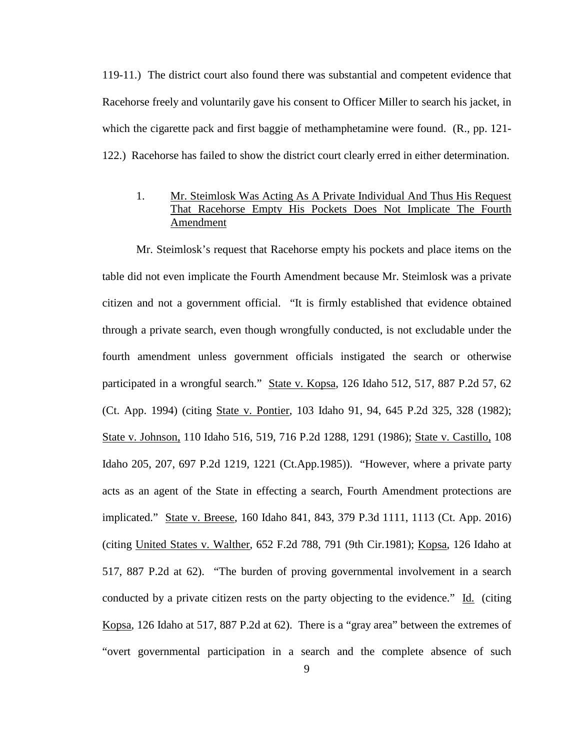119-11.) The district court also found there was substantial and competent evidence that Racehorse freely and voluntarily gave his consent to Officer Miller to search his jacket, in which the cigarette pack and first baggie of methamphetamine were found. (R., pp. 121-122.) Racehorse has failed to show the district court clearly erred in either determination.

1. Mr. Steimlosk Was Acting As A Private Individual And Thus His Request That Racehorse Empty His Pockets Does Not Implicate The Fourth Amendment

Mr. Steimlosk's request that Racehorse empty his pockets and place items on the table did not even implicate the Fourth Amendment because Mr. Steimlosk was a private citizen and not a government official. "It is firmly established that evidence obtained through a private search, even though wrongfully conducted, is not excludable under the fourth amendment unless government officials instigated the search or otherwise participated in a wrongful search." State v. Kopsa, 126 Idaho 512, 517, 887 P.2d 57, 62 (Ct. App. 1994) (citing State v. Pontier, 103 Idaho 91, 94, 645 P.2d 325, 328 (1982); State v. Johnson, 110 Idaho 516, 519, 716 P.2d 1288, 1291 (1986); State v. Castillo, 108 Idaho 205, 207, 697 P.2d 1219, 1221 (Ct.App.1985)). "However, where a private party acts as an agent of the State in effecting a search, Fourth Amendment protections are implicated." State v. Breese, 160 Idaho 841, 843, 379 P.3d 1111, 1113 (Ct. App. 2016) (citing United States v. Walther, 652 F.2d 788, 791 (9th Cir.1981); Kopsa, 126 Idaho at 517, 887 P.2d at 62). "The burden of proving governmental involvement in a search conducted by a private citizen rests on the party objecting to the evidence." Id. (citing Kopsa, 126 Idaho at 517, 887 P.2d at 62). There is a "gray area" between the extremes of "overt governmental participation in a search and the complete absence of such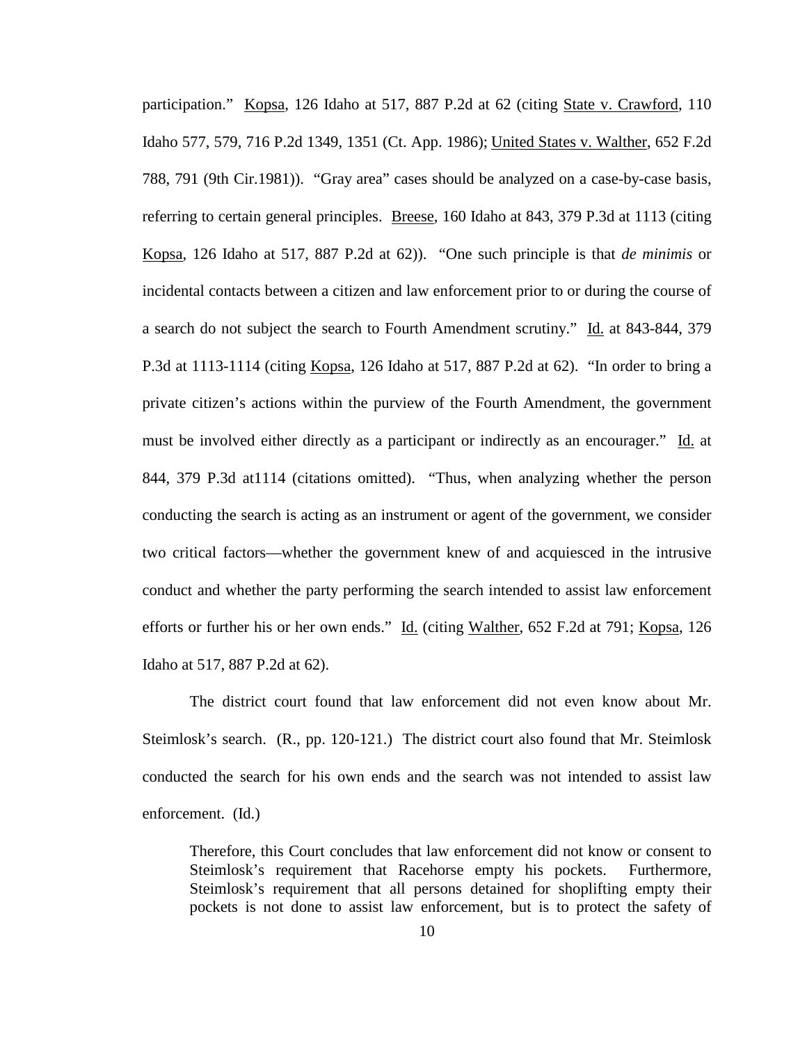participation." Kopsa, 126 Idaho at 517, 887 P.2d at 62 (citing State v. Crawford, 110 Idaho 577, 579, 716 P.2d 1349, 1351 (Ct. App. 1986); United States v. Walther, 652 F.2d 788, 791 (9th Cir.1981)). "Gray area" cases should be analyzed on a case-by-case basis, referring to certain general principles. Breese, 160 Idaho at 843, 379 P.3d at 1113 (citing Kopsa, 126 Idaho at 517, 887 P.2d at 62)). "One such principle is that *de minimis* or incidental contacts between a citizen and law enforcement prior to or during the course of a search do not subject the search to Fourth Amendment scrutiny." Id. at 843-844, 379 P.3d at 1113-1114 (citing Kopsa, 126 Idaho at 517, 887 P.2d at 62). "In order to bring a private citizen's actions within the purview of the Fourth Amendment, the government must be involved either directly as a participant or indirectly as an encourager." Id. at 844, 379 P.3d at1114 (citations omitted). "Thus, when analyzing whether the person conducting the search is acting as an instrument or agent of the government, we consider two critical factors—whether the government knew of and acquiesced in the intrusive conduct and whether the party performing the search intended to assist law enforcement efforts or further his or her own ends." Id. (citing Walther, 652 F.2d at 791; Kopsa, 126 Idaho at 517, 887 P.2d at 62).

The district court found that law enforcement did not even know about Mr. Steimlosk's search. (R., pp. 120-121.) The district court also found that Mr. Steimlosk conducted the search for his own ends and the search was not intended to assist law enforcement. (Id.)

> Therefore, this Court concludes that law enforcement did not know or consent to Steimlosk's requirement that Racehorse empty his pockets. Furthermore, Steimlosk's requirement that all persons detained for shoplifting empty their pockets is not done to assist law enforcement, but is to protect the safety of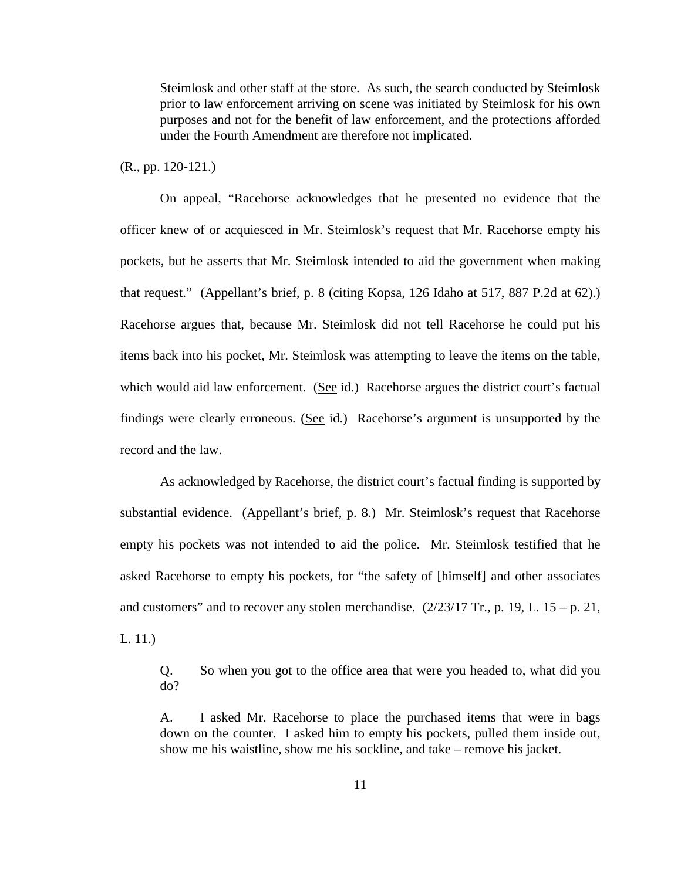> Steimlosk and other staff at the store. As such, the search conducted by Steimlosk prior to law enforcement arriving on scene was initiated by Steimlosk for his own purposes and not for the benefit of law enforcement, and the protections afforded under the Fourth Amendment are therefore not implicated.

(R., pp. 120-121.)

On appeal, "Racehorse acknowledges that he presented no evidence that the officer knew of or acquiesced in Mr. Steimlosk's request that Mr. Racehorse empty his pockets, but he asserts that Mr. Steimlosk intended to aid the government when making that request." (Appellant's brief, p. 8 (citing Kopsa, 126 Idaho at 517, 887 P.2d at 62).) Racehorse argues that, because Mr. Steimlosk did not tell Racehorse he could put his items back into his pocket, Mr. Steimlosk was attempting to leave the items on the table, which would aid law enforcement. (See id.) Racehorse argues the district court's factual findings were clearly erroneous. (See id.) Racehorse's argument is unsupported by the record and the law.

As acknowledged by Racehorse, the district court's factual finding is supported by substantial evidence. (Appellant's brief, p. 8.) Mr. Steimlosk's request that Racehorse empty his pockets was not intended to aid the police. Mr. Steimlosk testified that he asked Racehorse to empty his pockets, for "the safety of [himself] and other associates and customers" and to recover any stolen merchandise. (2/23/17 Tr., p. 19, L. 15 – p. 21, L. 11.)

> Q. So when you got to the office area that were you headed to, what did you do?
>
> A. I asked Mr. Racehorse to place the purchased items that were in bags down on the counter. I asked him to empty his pockets, pulled them inside out, show me his waistline, show me his sockline, and take – remove his jacket.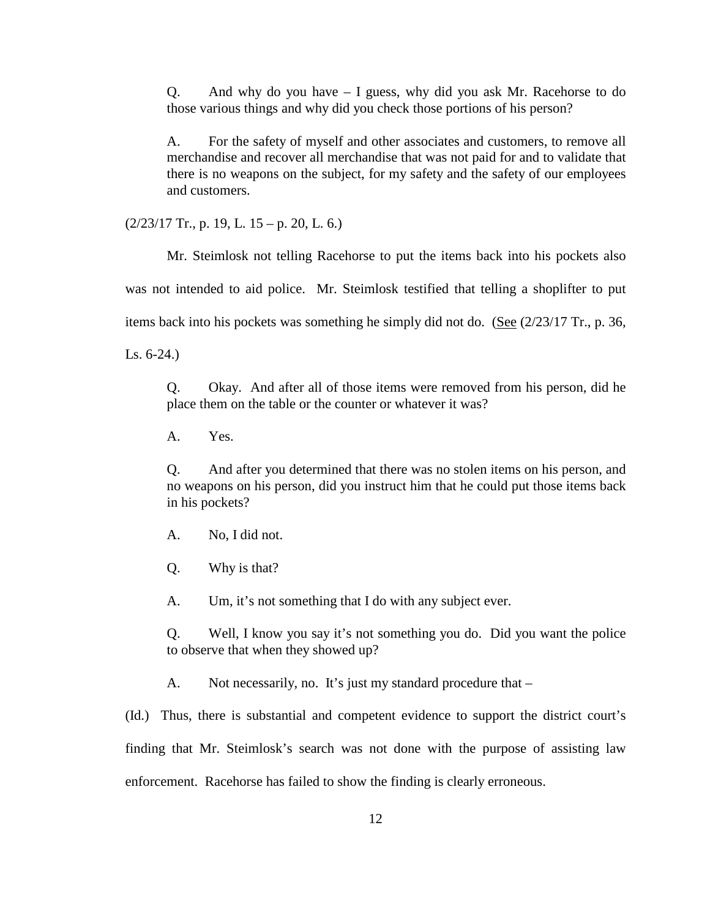> Q. And why do you have – I guess, why did you ask Mr. Racehorse to do those various things and why did you check those portions of his person?
>
> A. For the safety of myself and other associates and customers, to remove all merchandise and recover all merchandise that was not paid for and to validate that there is no weapons on the subject, for my safety and the safety of our employees and customers.

(2/23/17 Tr., p. 19, L. 15 – p. 20, L. 6.)

Mr. Steimlosk not telling Racehorse to put the items back into his pockets also was not intended to aid police. Mr. Steimlosk testified that telling a shoplifter to put items back into his pockets was something he simply did not do. (See (2/23/17 Tr., p. 36, Ls. 6-24.)

> Q. Okay. And after all of those items were removed from his person, did he place them on the table or the counter or whatever it was?
>
> A. Yes.
>
> Q. And after you determined that there was no stolen items on his person, and no weapons on his person, did you instruct him that he could put those items back in his pockets?
>
> A. No, I did not.
>
> Q. Why is that?
>
> A. Um, it's not something that I do with any subject ever.
>
> Q. Well, I know you say it's not something you do. Did you want the police to observe that when they showed up?
>
> A. Not necessarily, no. It's just my standard procedure that –

(Id.) Thus, there is substantial and competent evidence to support the district court's finding that Mr. Steimlosk's search was not done with the purpose of assisting law enforcement. Racehorse has failed to show the finding is clearly erroneous.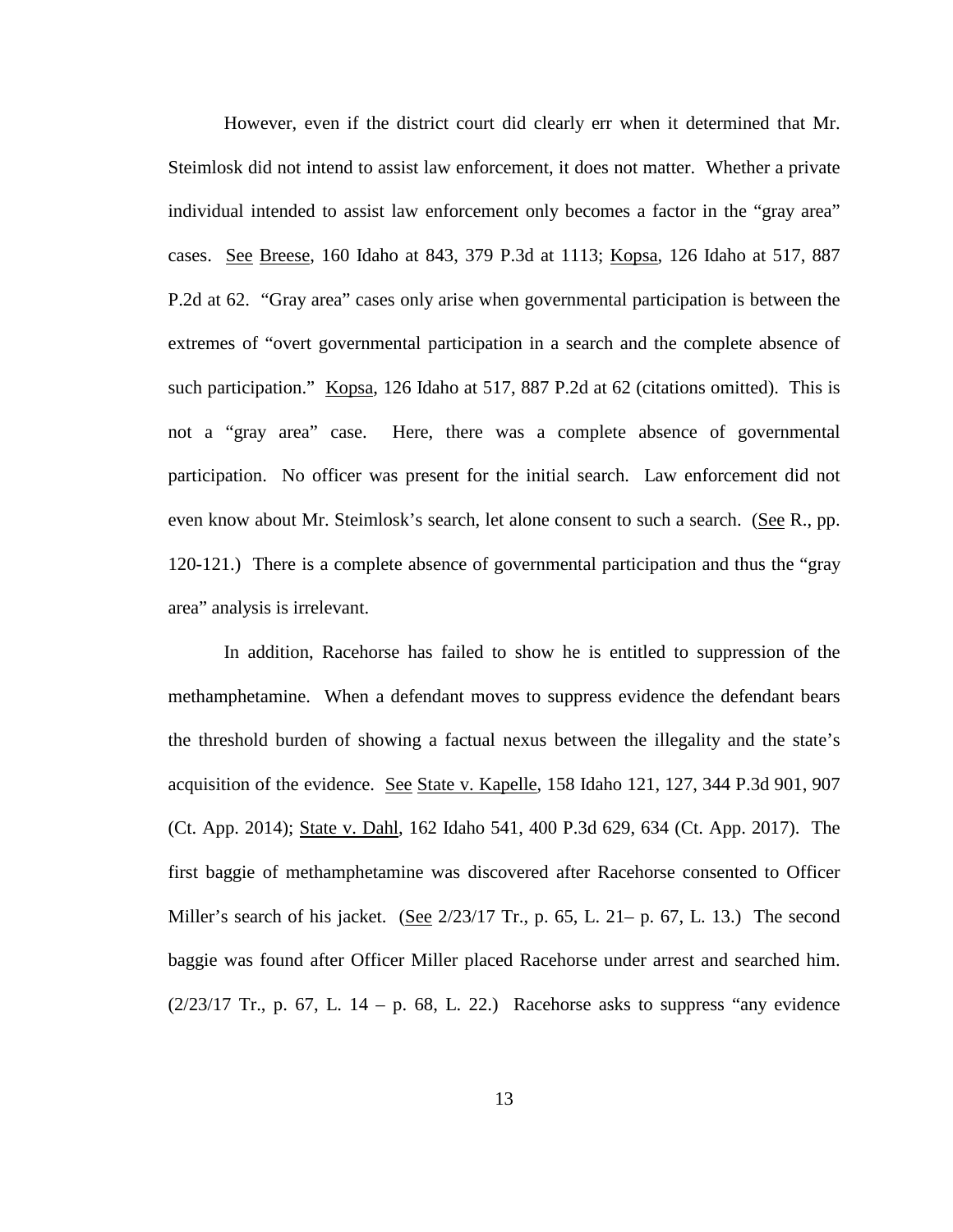However, even if the district court did clearly err when it determined that Mr. Steimlosk did not intend to assist law enforcement, it does not matter. Whether a private individual intended to assist law enforcement only becomes a factor in the "gray area" cases. See Breese, 160 Idaho at 843, 379 P.3d at 1113; Kopsa, 126 Idaho at 517, 887 P.2d at 62. "Gray area" cases only arise when governmental participation is between the extremes of "overt governmental participation in a search and the complete absence of such participation." Kopsa, 126 Idaho at 517, 887 P.2d at 62 (citations omitted). This is not a "gray area" case. Here, there was a complete absence of governmental participation. No officer was present for the initial search. Law enforcement did not even know about Mr. Steimlosk's search, let alone consent to such a search. (See R., pp. 120-121.) There is a complete absence of governmental participation and thus the "gray area" analysis is irrelevant.

In addition, Racehorse has failed to show he is entitled to suppression of the methamphetamine. When a defendant moves to suppress evidence the defendant bears the threshold burden of showing a factual nexus between the illegality and the state's acquisition of the evidence. See State v. Kapelle, 158 Idaho 121, 127, 344 P.3d 901, 907 (Ct. App. 2014); State v. Dahl, 162 Idaho 541, 400 P.3d 629, 634 (Ct. App. 2017). The first baggie of methamphetamine was discovered after Racehorse consented to Officer Miller's search of his jacket. (See 2/23/17 Tr., p. 65, L. 21– p. 67, L. 13.) The second baggie was found after Officer Miller placed Racehorse under arrest and searched him. (2/23/17 Tr., p. 67, L. 14 – p. 68, L. 22.) Racehorse asks to suppress "any evidence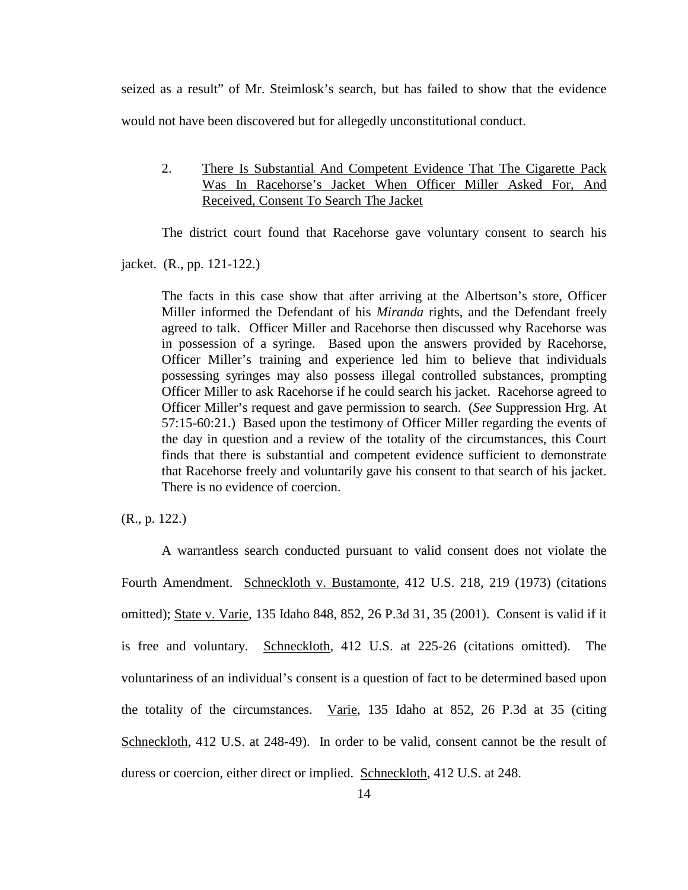seized as a result" of Mr. Steimlosk's search, but has failed to show that the evidence would not have been discovered but for allegedly unconstitutional conduct.

2. <u>There Is Substantial And Competent Evidence That The Cigarette Pack Was In Racehorse's Jacket When Officer Miller Asked For, And Received, Consent To Search The Jacket</u>

The district court found that Racehorse gave voluntary consent to search his jacket. (R., pp. 121-122.)

> The facts in this case show that after arriving at the Albertson's store, Officer Miller informed the Defendant of his *Miranda* rights, and the Defendant freely agreed to talk. Officer Miller and Racehorse then discussed why Racehorse was in possession of a syringe. Based upon the answers provided by Racehorse, Officer Miller's training and experience led him to believe that individuals possessing syringes may also possess illegal controlled substances, prompting Officer Miller to ask Racehorse if he could search his jacket. Racehorse agreed to Officer Miller's request and gave permission to search. (*See* Suppression Hrg. At 57:15-60:21.) Based upon the testimony of Officer Miller regarding the events of the day in question and a review of the totality of the circumstances, this Court finds that there is substantial and competent evidence sufficient to demonstrate that Racehorse freely and voluntarily gave his consent to that search of his jacket. There is no evidence of coercion.

(R., p. 122.)

A warrantless search conducted pursuant to valid consent does not violate the Fourth Amendment. <u>Schneckloth v. Bustamonte</u>, 412 U.S. 218, 219 (1973) (citations omitted); <u>State v. Varie</u>, 135 Idaho 848, 852, 26 P.3d 31, 35 (2001). Consent is valid if it is free and voluntary. <u>Schneckloth</u>, 412 U.S. at 225-26 (citations omitted). The voluntariness of an individual's consent is a question of fact to be determined based upon the totality of the circumstances. <u>Varie</u>, 135 Idaho at 852, 26 P.3d at 35 (citing <u>Schneckloth</u>, 412 U.S. at 248-49). In order to be valid, consent cannot be the result of duress or coercion, either direct or implied. <u>Schneckloth</u>, 412 U.S. at 248.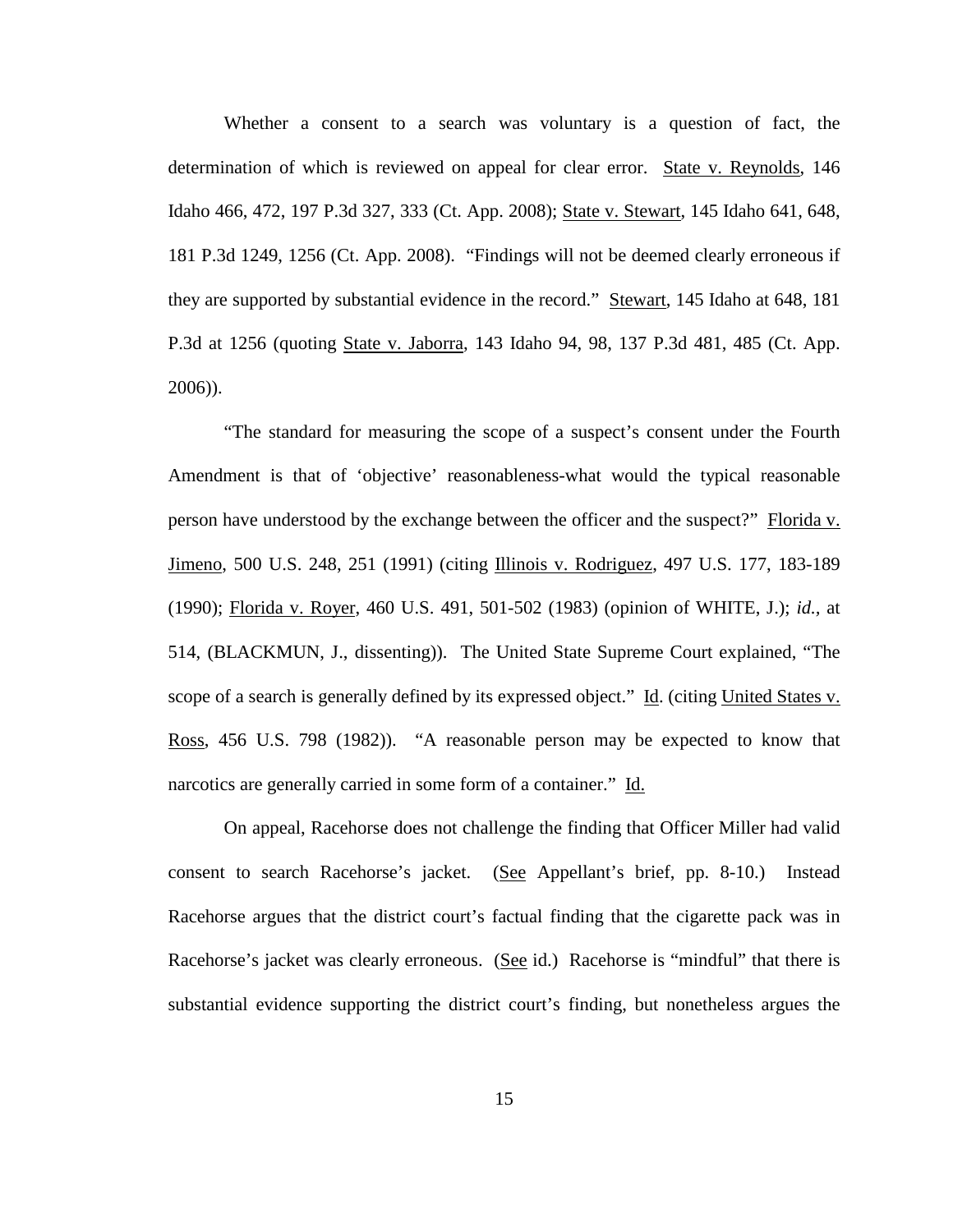Whether a consent to a search was voluntary is a question of fact, the determination of which is reviewed on appeal for clear error. State v. Reynolds, 146 Idaho 466, 472, 197 P.3d 327, 333 (Ct. App. 2008); State v. Stewart, 145 Idaho 641, 648, 181 P.3d 1249, 1256 (Ct. App. 2008). "Findings will not be deemed clearly erroneous if they are supported by substantial evidence in the record." Stewart, 145 Idaho at 648, 181 P.3d at 1256 (quoting State v. Jaborra, 143 Idaho 94, 98, 137 P.3d 481, 485 (Ct. App. 2006)).

"The standard for measuring the scope of a suspect's consent under the Fourth Amendment is that of 'objective' reasonableness-what would the typical reasonable person have understood by the exchange between the officer and the suspect?" Florida v. Jimeno, 500 U.S. 248, 251 (1991) (citing Illinois v. Rodriguez, 497 U.S. 177, 183-189 (1990); Florida v. Royer, 460 U.S. 491, 501-502 (1983) (opinion of WHITE, J.); *id.,* at 514, (BLACKMUN, J., dissenting)). The United State Supreme Court explained, "The scope of a search is generally defined by its expressed object." Id. (citing United States v. Ross, 456 U.S. 798 (1982)). "A reasonable person may be expected to know that narcotics are generally carried in some form of a container." Id.

On appeal, Racehorse does not challenge the finding that Officer Miller had valid consent to search Racehorse's jacket. (See Appellant's brief, pp. 8-10.) Instead Racehorse argues that the district court's factual finding that the cigarette pack was in Racehorse's jacket was clearly erroneous. (See id.) Racehorse is "mindful" that there is substantial evidence supporting the district court's finding, but nonetheless argues the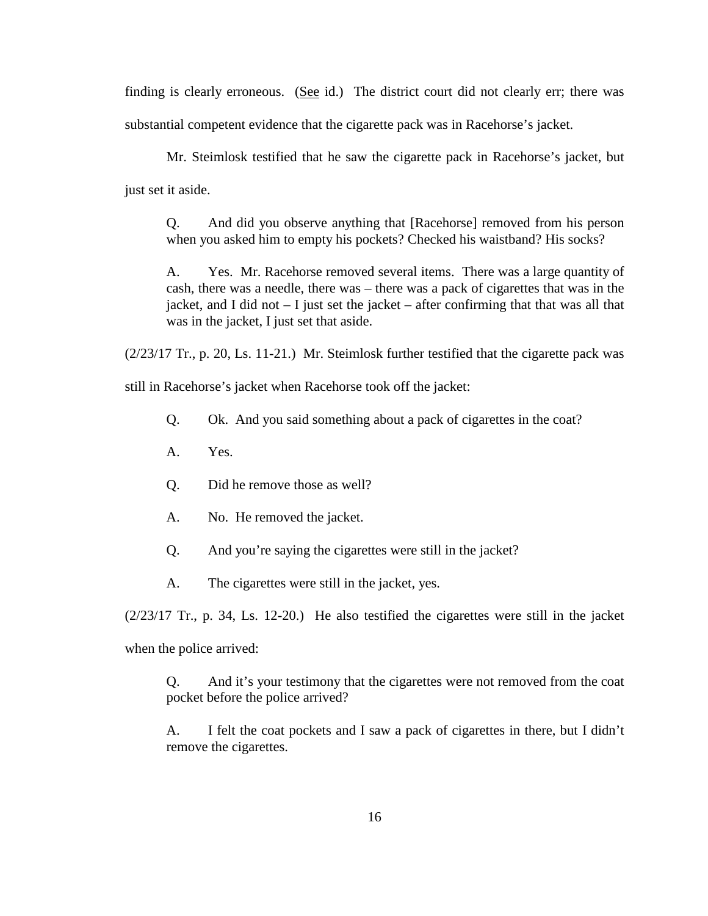finding is clearly erroneous. (See id.) The district court did not clearly err; there was substantial competent evidence that the cigarette pack was in Racehorse's jacket.

Mr. Steimlosk testified that he saw the cigarette pack in Racehorse's jacket, but just set it aside.

> Q. And did you observe anything that [Racehorse] removed from his person when you asked him to empty his pockets? Checked his waistband? His socks?
>
> A. Yes. Mr. Racehorse removed several items. There was a large quantity of cash, there was a needle, there was – there was a pack of cigarettes that was in the jacket, and I did not – I just set the jacket – after confirming that that was all that was in the jacket, I just set that aside.

(2/23/17 Tr., p. 20, Ls. 11-21.) Mr. Steimlosk further testified that the cigarette pack was still in Racehorse's jacket when Racehorse took off the jacket:

> Q. Ok. And you said something about a pack of cigarettes in the coat?
>
> A. Yes.
>
> Q. Did he remove those as well?
>
> A. No. He removed the jacket.
>
> Q. And you're saying the cigarettes were still in the jacket?
>
> A. The cigarettes were still in the jacket, yes.

(2/23/17 Tr., p. 34, Ls. 12-20.) He also testified the cigarettes were still in the jacket when the police arrived:

> Q. And it's your testimony that the cigarettes were not removed from the coat pocket before the police arrived?
>
> A. I felt the coat pockets and I saw a pack of cigarettes in there, but I didn't remove the cigarettes.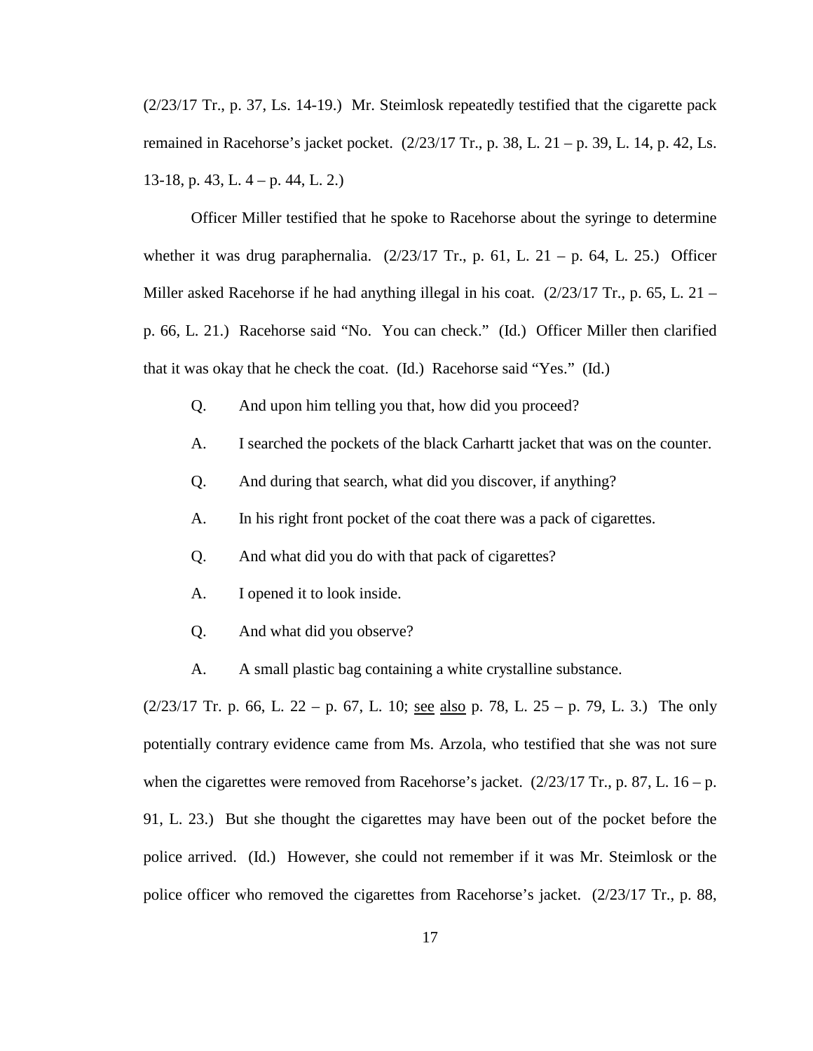(2/23/17 Tr., p. 37, Ls. 14-19.) Mr. Steimlosk repeatedly testified that the cigarette pack remained in Racehorse's jacket pocket. (2/23/17 Tr., p. 38, L. 21 – p. 39, L. 14, p. 42, Ls. 13-18, p. 43, L. 4 – p. 44, L. 2.)

Officer Miller testified that he spoke to Racehorse about the syringe to determine whether it was drug paraphernalia. (2/23/17 Tr., p. 61, L. 21 – p. 64, L. 25.) Officer Miller asked Racehorse if he had anything illegal in his coat. (2/23/17 Tr., p. 65, L. 21 – p. 66, L. 21.) Racehorse said "No. You can check." (Id.) Officer Miller then clarified that it was okay that he check the coat. (Id.) Racehorse said "Yes." (Id.)

Q. And upon him telling you that, how did you proceed?

A. I searched the pockets of the black Carhartt jacket that was on the counter.

Q. And during that search, what did you discover, if anything?

A. In his right front pocket of the coat there was a pack of cigarettes.

Q. And what did you do with that pack of cigarettes?

A. I opened it to look inside.

Q. And what did you observe?

A. A small plastic bag containing a white crystalline substance.

(2/23/17 Tr. p. 66, L. 22 – p. 67, L. 10; see also p. 78, L. 25 – p. 79, L. 3.) The only potentially contrary evidence came from Ms. Arzola, who testified that she was not sure when the cigarettes were removed from Racehorse's jacket. (2/23/17 Tr., p. 87, L. 16 – p. 91, L. 23.) But she thought the cigarettes may have been out of the pocket before the police arrived. (Id.) However, she could not remember if it was Mr. Steimlosk or the police officer who removed the cigarettes from Racehorse's jacket. (2/23/17 Tr., p. 88,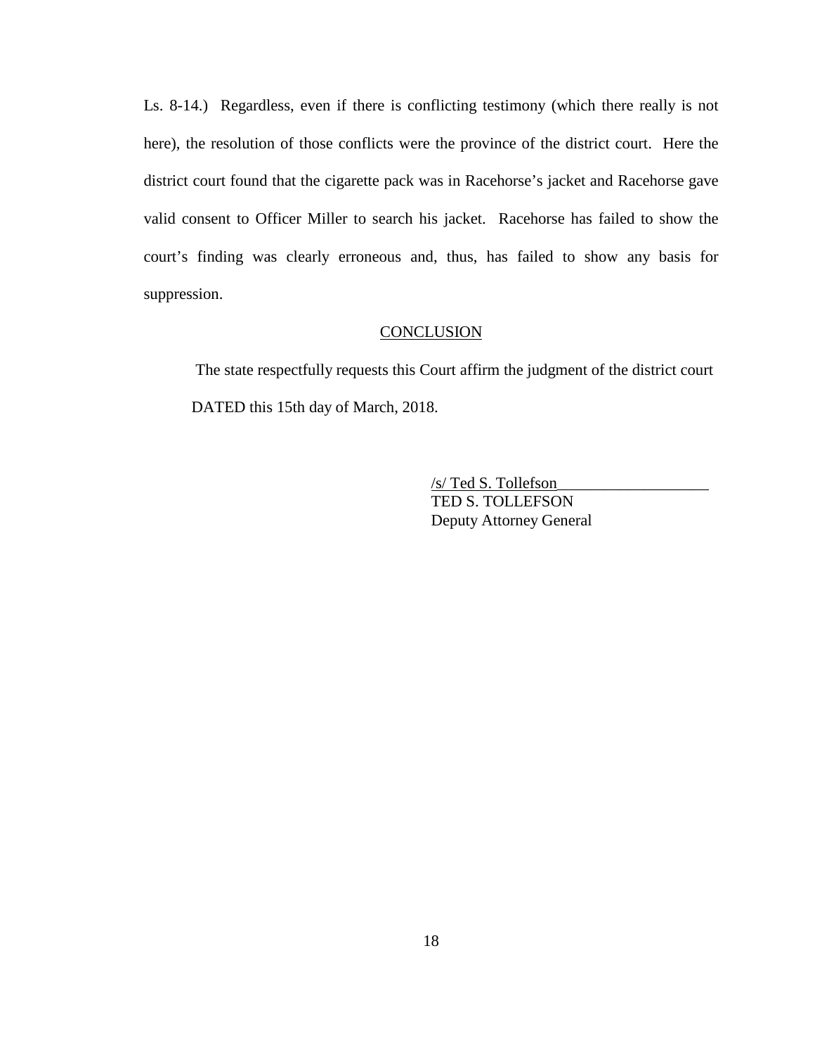Ls. 8-14.) Regardless, even if there is conflicting testimony (which there really is not here), the resolution of those conflicts were the province of the district court. Here the district court found that the cigarette pack was in Racehorse's jacket and Racehorse gave valid consent to Officer Miller to search his jacket. Racehorse has failed to show the court's finding was clearly erroneous and, thus, has failed to show any basis for suppression.

## CONCLUSION

The state respectfully requests this Court affirm the judgment of the district court

DATED this 15th day of March, 2018.

/s/ Ted S. Tollefson___________________
TED S. TOLLEFSON
Deputy Attorney General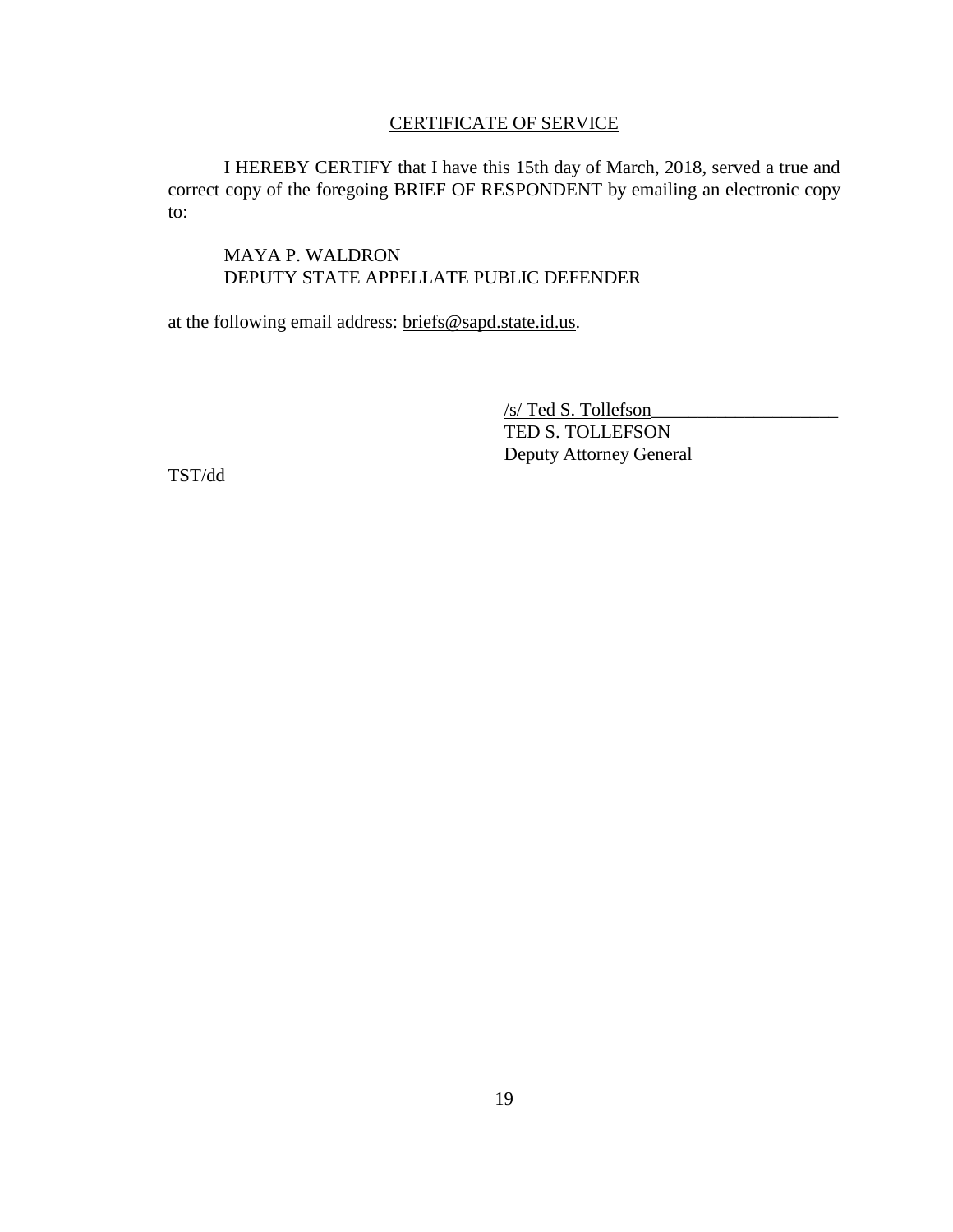## CERTIFICATE OF SERVICE

I HEREBY CERTIFY that I have this 15th day of March, 2018, served a true and correct copy of the foregoing BRIEF OF RESPONDENT by emailing an electronic copy to:

MAYA P. WALDRON
DEPUTY STATE APPELLATE PUBLIC DEFENDER

at the following email address: briefs@sapd.state.id.us.

/s/ Ted S. Tollefson____________________
TED S. TOLLEFSON
Deputy Attorney General

TST/dd